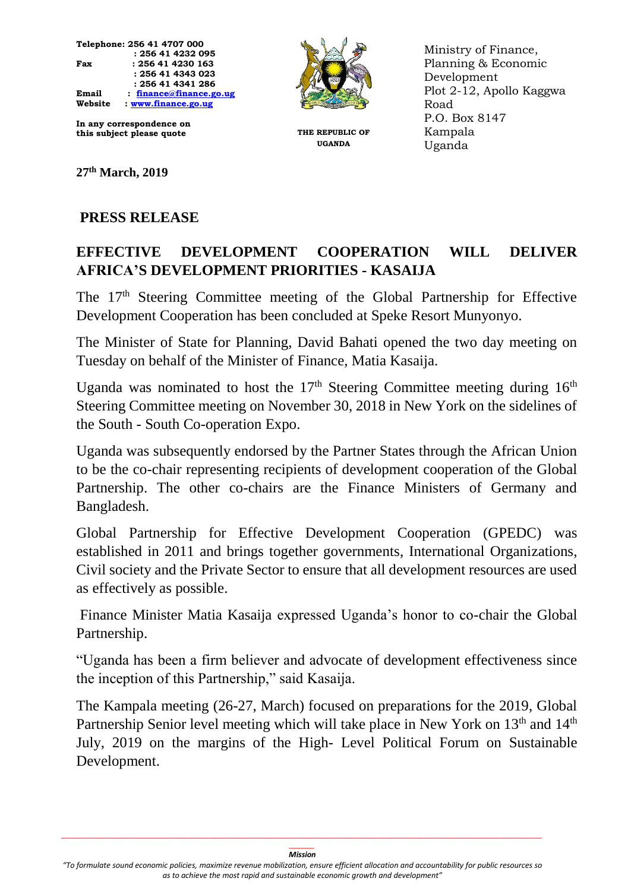Telephone: 256 41 4707 000
: 256 41 4232 095
Fax : 256 41 4230 163
: 256 41 4343 023
: 256 41 4341 286
Email : finance@finance.go.ug
Website : www.finance.go.ug

In any correspondence on this subject please quote

THE REPUBLIC OF UGANDA

Ministry of Finance, Planning & Economic Development
Plot 2-12, Apollo Kaggwa Road
P.O. Box 8147
Kampala
Uganda

**27th March, 2019**

## PRESS RELEASE

## EFFECTIVE DEVELOPMENT COOPERATION WILL DELIVER AFRICA'S DEVELOPMENT PRIORITIES - KASAIJA

The 17th Steering Committee meeting of the Global Partnership for Effective Development Cooperation has been concluded at Speke Resort Munyonyo.

The Minister of State for Planning, David Bahati opened the two day meeting on Tuesday on behalf of the Minister of Finance, Matia Kasaija.

Uganda was nominated to host the 17th Steering Committee meeting during 16th Steering Committee meeting on November 30, 2018 in New York on the sidelines of the South - South Co-operation Expo.

Uganda was subsequently endorsed by the Partner States through the African Union to be the co-chair representing recipients of development cooperation of the Global Partnership. The other co-chairs are the Finance Ministers of Germany and Bangladesh.

Global Partnership for Effective Development Cooperation (GPEDC) was established in 2011 and brings together governments, International Organizations, Civil society and the Private Sector to ensure that all development resources are used as effectively as possible.

Finance Minister Matia Kasaija expressed Uganda's honor to co-chair the Global Partnership.

"Uganda has been a firm believer and advocate of development effectiveness since the inception of this Partnership," said Kasaija.

The Kampala meeting (26-27, March) focused on preparations for the 2019, Global Partnership Senior level meeting which will take place in New York on 13th and 14th July, 2019 on the margins of the High- Level Political Forum on Sustainable Development.

*Mission*

*"To formulate sound economic policies, maximize revenue mobilization, ensure efficient allocation and accountability for public resources so as to achieve the most rapid and sustainable economic growth and development"*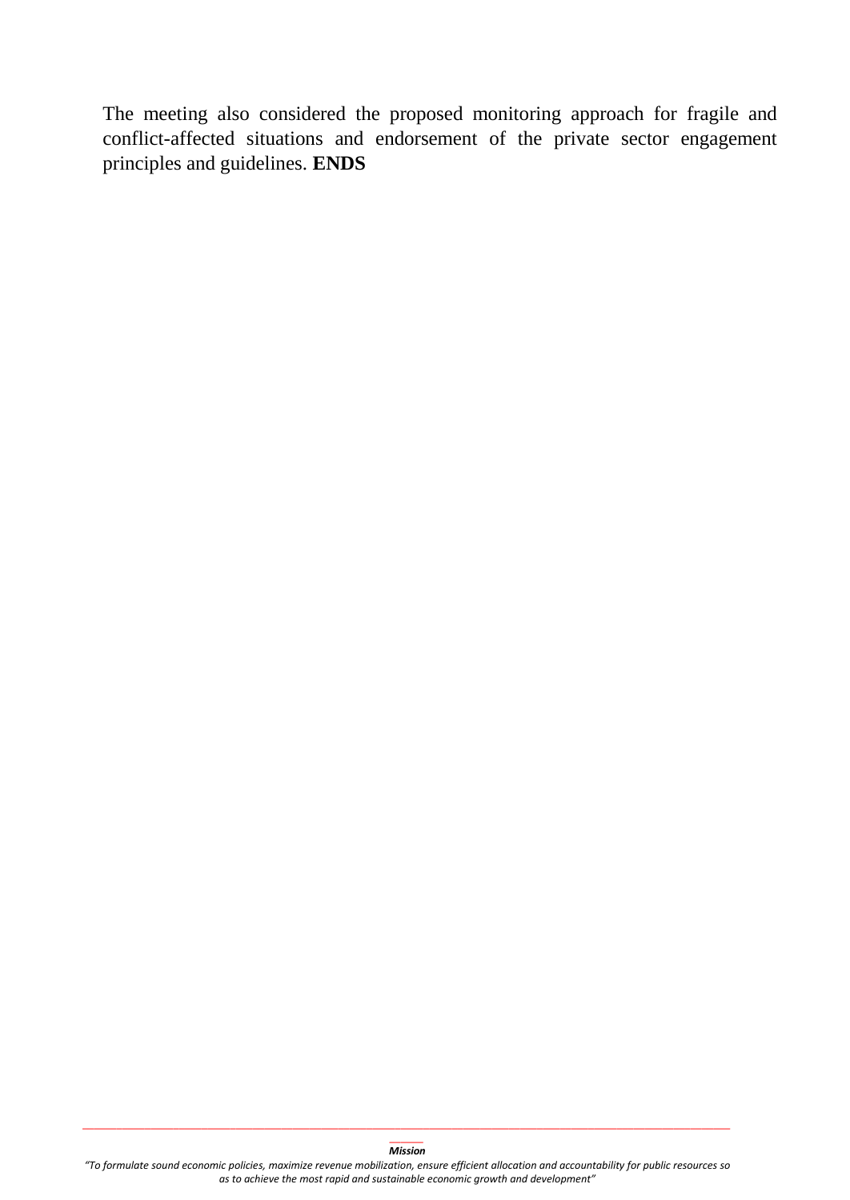The meeting also considered the proposed monitoring approach for fragile and conflict-affected situations and endorsement of the private sector engagement principles and guidelines. **ENDS**